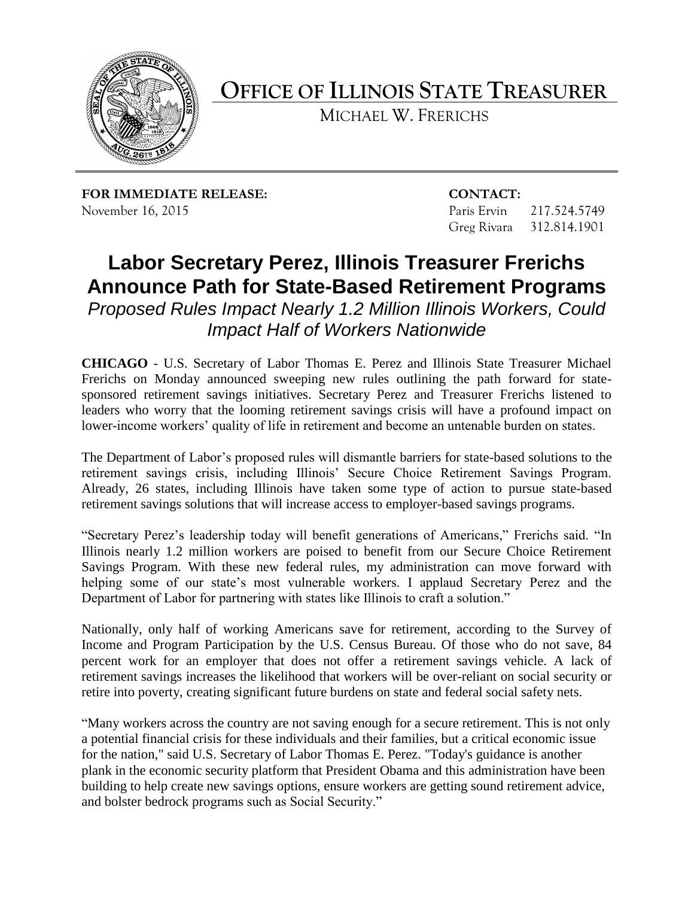# OFFICE OF ILLINOIS STATE TREASURER

MICHAEL W. FRERICHS

**FOR IMMEDIATE RELEASE:**
November 16, 2015

**CONTACT:**
Paris Ervin 217.524.5749
Greg Rivara 312.814.1901

## Labor Secretary Perez, Illinois Treasurer Frerichs Announce Path for State-Based Retirement Programs

*Proposed Rules Impact Nearly 1.2 Million Illinois Workers, Could Impact Half of Workers Nationwide*

**CHICAGO** - U.S. Secretary of Labor Thomas E. Perez and Illinois State Treasurer Michael Frerichs on Monday announced sweeping new rules outlining the path forward for state-sponsored retirement savings initiatives. Secretary Perez and Treasurer Frerichs listened to leaders who worry that the looming retirement savings crisis will have a profound impact on lower-income workers' quality of life in retirement and become an untenable burden on states.

The Department of Labor's proposed rules will dismantle barriers for state-based solutions to the retirement savings crisis, including Illinois' Secure Choice Retirement Savings Program. Already, 26 states, including Illinois have taken some type of action to pursue state-based retirement savings solutions that will increase access to employer-based savings programs.

"Secretary Perez's leadership today will benefit generations of Americans," Frerichs said. "In Illinois nearly 1.2 million workers are poised to benefit from our Secure Choice Retirement Savings Program. With these new federal rules, my administration can move forward with helping some of our state's most vulnerable workers. I applaud Secretary Perez and the Department of Labor for partnering with states like Illinois to craft a solution."

Nationally, only half of working Americans save for retirement, according to the Survey of Income and Program Participation by the U.S. Census Bureau. Of those who do not save, 84 percent work for an employer that does not offer a retirement savings vehicle. A lack of retirement savings increases the likelihood that workers will be over-reliant on social security or retire into poverty, creating significant future burdens on state and federal social safety nets.

"Many workers across the country are not saving enough for a secure retirement. This is not only a potential financial crisis for these individuals and their families, but a critical economic issue for the nation," said U.S. Secretary of Labor Thomas E. Perez. "Today's guidance is another plank in the economic security platform that President Obama and this administration have been building to help create new savings options, ensure workers are getting sound retirement advice, and bolster bedrock programs such as Social Security."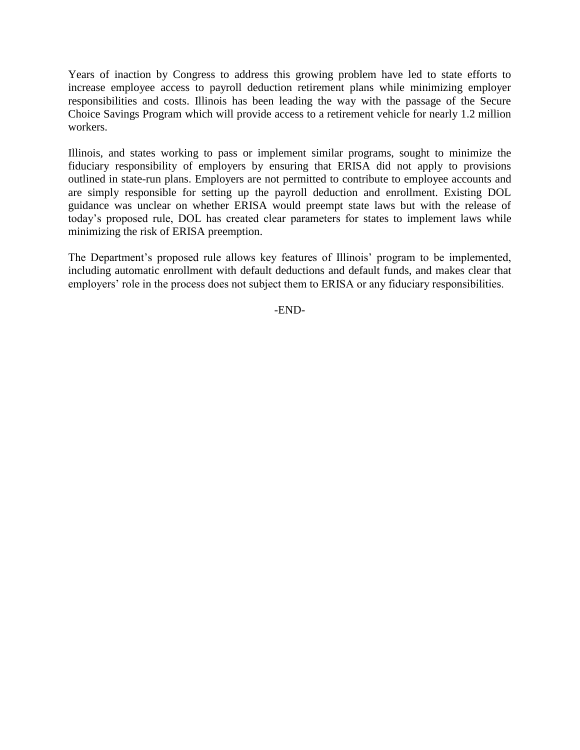Years of inaction by Congress to address this growing problem have led to state efforts to increase employee access to payroll deduction retirement plans while minimizing employer responsibilities and costs. Illinois has been leading the way with the passage of the Secure Choice Savings Program which will provide access to a retirement vehicle for nearly 1.2 million workers.

Illinois, and states working to pass or implement similar programs, sought to minimize the fiduciary responsibility of employers by ensuring that ERISA did not apply to provisions outlined in state-run plans. Employers are not permitted to contribute to employee accounts and are simply responsible for setting up the payroll deduction and enrollment. Existing DOL guidance was unclear on whether ERISA would preempt state laws but with the release of today's proposed rule, DOL has created clear parameters for states to implement laws while minimizing the risk of ERISA preemption.

The Department's proposed rule allows key features of Illinois' program to be implemented, including automatic enrollment with default deductions and default funds, and makes clear that employers' role in the process does not subject them to ERISA or any fiduciary responsibilities.

-END-